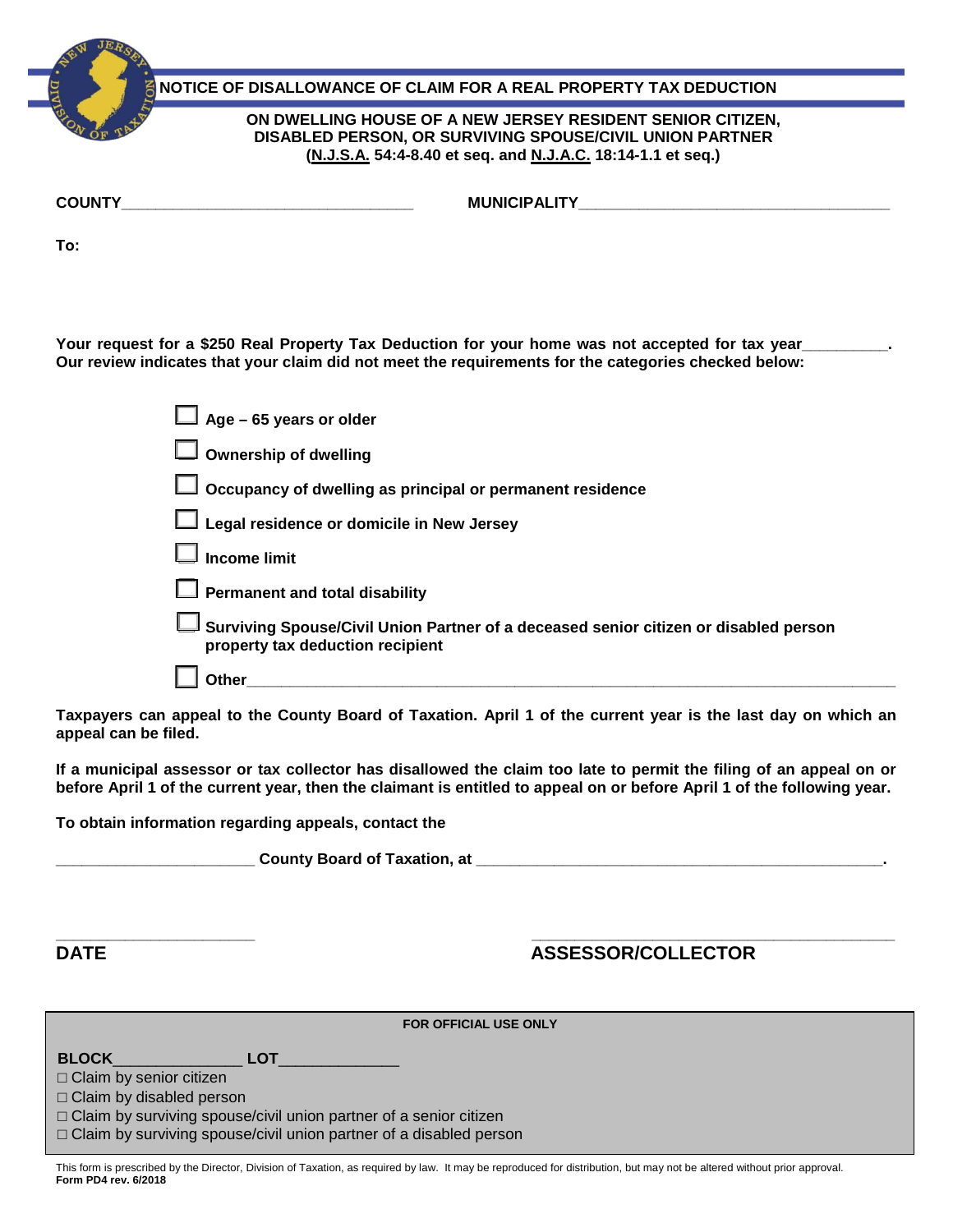# NOTICE OF DISALLOWANCE OF CLAIM FOR A REAL PROPERTY TAX DEDUCTION

**ON DWELLING HOUSE OF A NEW JERSEY RESIDENT SENIOR CITIZEN, DISABLED PERSON, OR SURVIVING SPOUSE/CIVIL UNION PARTNER (N.J.S.A. 54:4-8.40 et seq. and N.J.A.C. 18:14-1.1 et seq.)**

**COUNTY**_________________________________ **MUNICIPALITY**___________________________________

**To:**

**Your request for a $250 Real Property Tax Deduction for your home was not accepted for tax year_________. Our review indicates that your claim did not meet the requirements for the categories checked below:**

- ☐ **Age – 65 years or older**
- ☐ **Ownership of dwelling**
- ☐ **Occupancy of dwelling as principal or permanent residence**
- ☐ **Legal residence or domicile in New Jersey**
- ☐ **Income limit**
- ☐ **Permanent and total disability**
- ☐ **Surviving Spouse/Civil Union Partner of a deceased senior citizen or disabled person property tax deduction recipient**
- ☐ **Other**_____________________________________________________________________

**Taxpayers can appeal to the County Board of Taxation. April 1 of the current year is the last day on which an appeal can be filed.**

**If a municipal assessor or tax collector has disallowed the claim too late to permit the filing of an appeal on or before April 1 of the current year, then the claimant is entitled to appeal on or before April 1 of the following year.**

**To obtain information regarding appeals, contact the**

**______________________ County Board of Taxation, at ______________________________________________.**

______________________ ________________________________________

**DATE** **ASSESSOR/COLLECTOR**

**FOR OFFICIAL USE ONLY**

**BLOCK**______________ **LOT**_____________

- ☐ Claim by senior citizen
- ☐ Claim by disabled person
- ☐ Claim by surviving spouse/civil union partner of a senior citizen
- ☐ Claim by surviving spouse/civil union partner of a disabled person

This form is prescribed by the Director, Division of Taxation, as required by law. It may be reproduced for distribution, but may not be altered without prior approval.
**Form PD4 rev. 6/2018**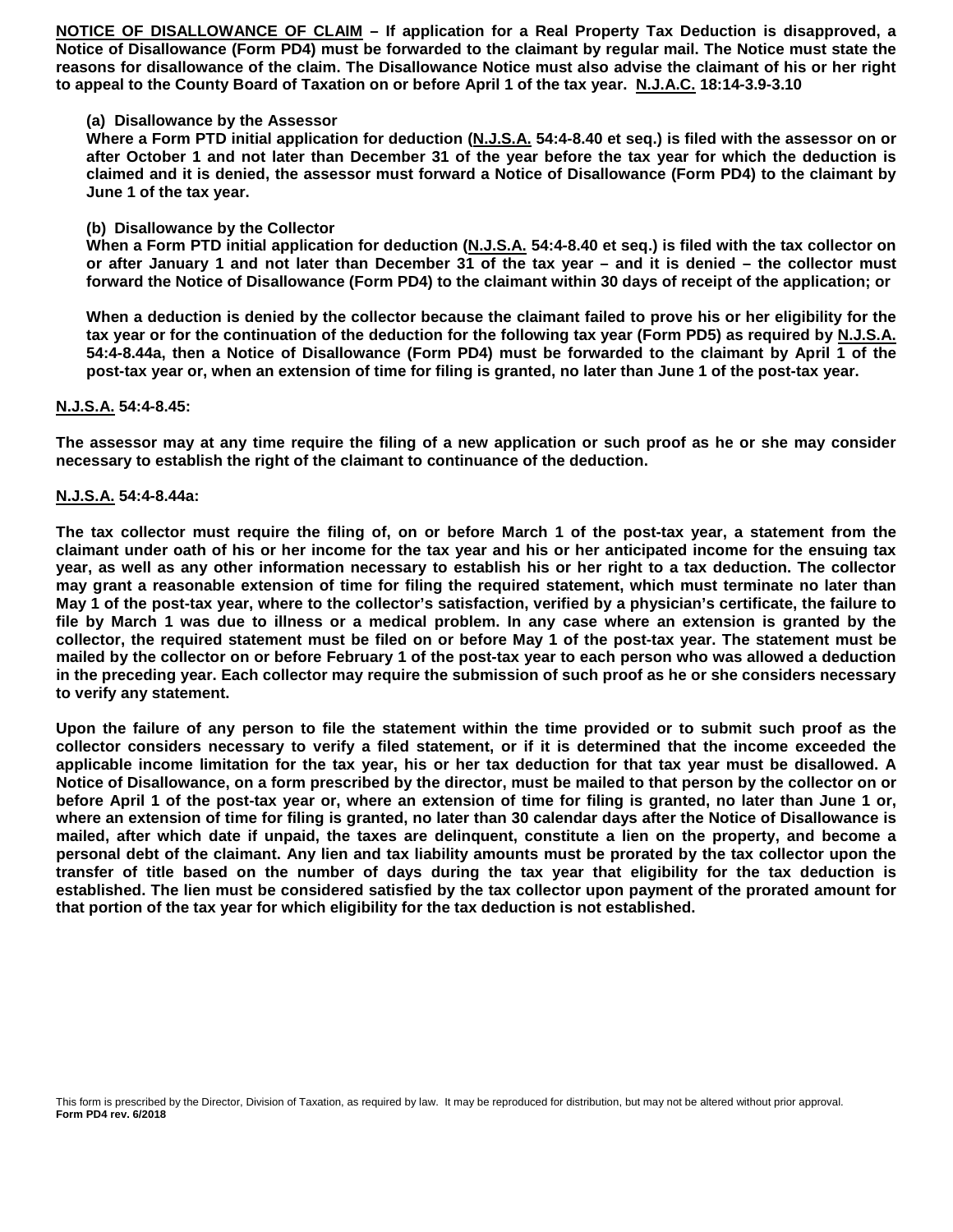**NOTICE OF DISALLOWANCE OF CLAIM – If application for a Real Property Tax Deduction is disapproved, a Notice of Disallowance (Form PD4) must be forwarded to the claimant by regular mail. The Notice must state the reasons for disallowance of the claim. The Disallowance Notice must also advise the claimant of his or her right to appeal to the County Board of Taxation on or before April 1 of the tax year. N.J.A.C. 18:14-3.9-3.10**

**(a) Disallowance by the Assessor**

**Where a Form PTD initial application for deduction (N.J.S.A. 54:4-8.40 et seq.) is filed with the assessor on or after October 1 and not later than December 31 of the year before the tax year for which the deduction is claimed and it is denied, the assessor must forward a Notice of Disallowance (Form PD4) to the claimant by June 1 of the tax year.**

**(b) Disallowance by the Collector**

**When a Form PTD initial application for deduction (N.J.S.A. 54:4-8.40 et seq.) is filed with the tax collector on or after January 1 and not later than December 31 of the tax year – and it is denied – the collector must forward the Notice of Disallowance (Form PD4) to the claimant within 30 days of receipt of the application; or**

**When a deduction is denied by the collector because the claimant failed to prove his or her eligibility for the tax year or for the continuation of the deduction for the following tax year (Form PD5) as required by N.J.S.A. 54:4-8.44a, then a Notice of Disallowance (Form PD4) must be forwarded to the claimant by April 1 of the post-tax year or, when an extension of time for filing is granted, no later than June 1 of the post-tax year.**

**N.J.S.A. 54:4-8.45:**

**The assessor may at any time require the filing of a new application or such proof as he or she may consider necessary to establish the right of the claimant to continuance of the deduction.**

**N.J.S.A. 54:4-8.44a:**

**The tax collector must require the filing of, on or before March 1 of the post-tax year, a statement from the claimant under oath of his or her income for the tax year and his or her anticipated income for the ensuing tax year, as well as any other information necessary to establish his or her right to a tax deduction. The collector may grant a reasonable extension of time for filing the required statement, which must terminate no later than May 1 of the post-tax year, where to the collector's satisfaction, verified by a physician's certificate, the failure to file by March 1 was due to illness or a medical problem. In any case where an extension is granted by the collector, the required statement must be filed on or before May 1 of the post-tax year. The statement must be mailed by the collector on or before February 1 of the post-tax year to each person who was allowed a deduction in the preceding year. Each collector may require the submission of such proof as he or she considers necessary to verify any statement.**

**Upon the failure of any person to file the statement within the time provided or to submit such proof as the collector considers necessary to verify a filed statement, or if it is determined that the income exceeded the applicable income limitation for the tax year, his or her tax deduction for that tax year must be disallowed. A Notice of Disallowance, on a form prescribed by the director, must be mailed to that person by the collector on or before April 1 of the post-tax year or, where an extension of time for filing is granted, no later than June 1 or, where an extension of time for filing is granted, no later than 30 calendar days after the Notice of Disallowance is mailed, after which date if unpaid, the taxes are delinquent, constitute a lien on the property, and become a personal debt of the claimant. Any lien and tax liability amounts must be prorated by the tax collector upon the transfer of title based on the number of days during the tax year that eligibility for the tax deduction is established. The lien must be considered satisfied by the tax collector upon payment of the prorated amount for that portion of the tax year for which eligibility for the tax deduction is not established.**

This form is prescribed by the Director, Division of Taxation, as required by law. It may be reproduced for distribution, but may not be altered without prior approval.
**Form PD4 rev. 6/2018**